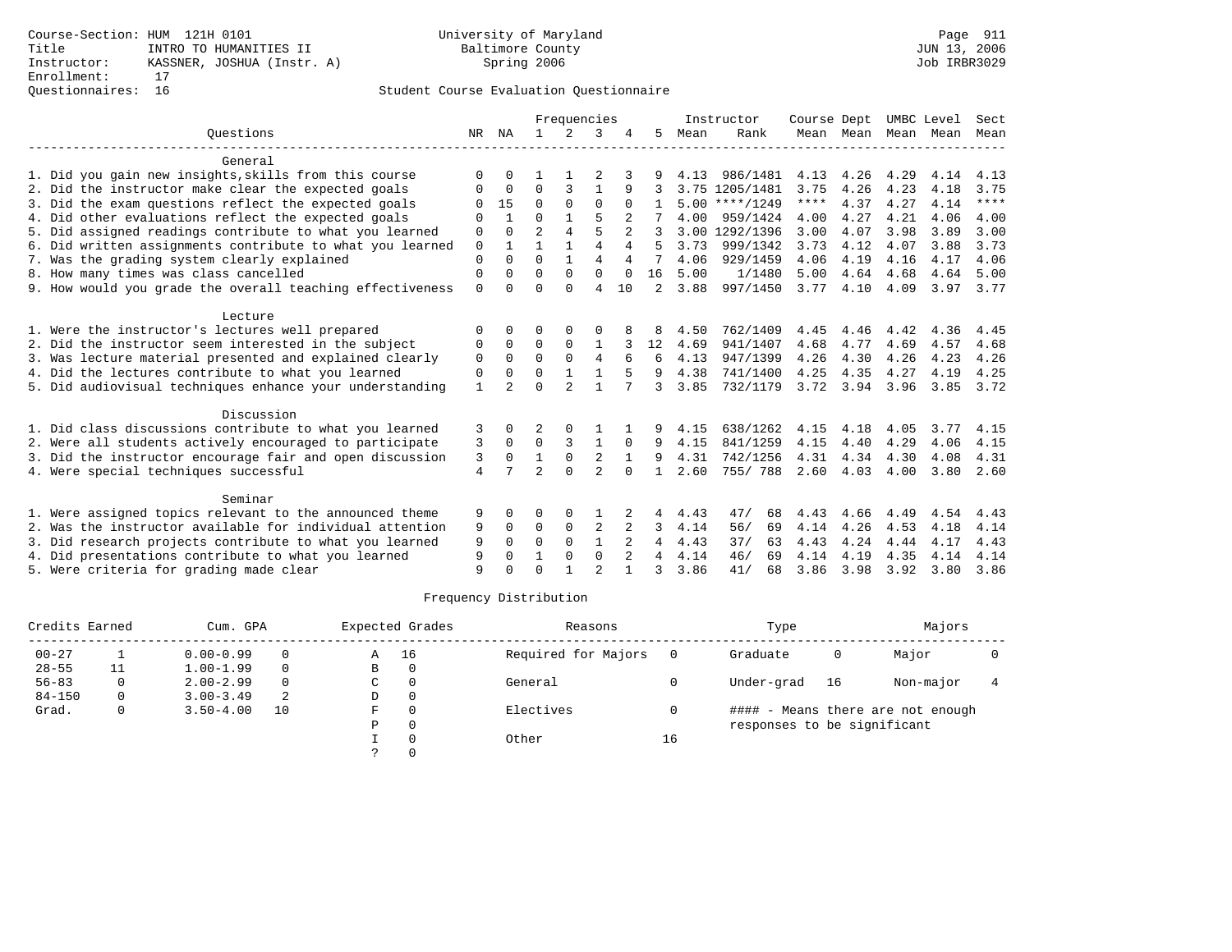Course-Section: HUM 121H 0101
Title: INTRO TO HUMANITIES II
Instructor: KASSNER, JOSHUA (Instr. A)
Enrollment: 17
Questionnaires: 16

University of Maryland Baltimore County
Spring 2006

JUN 13, 2006
Job IRBR3029

## Student Course Evaluation Questionnaire

| Questions | NR | NA | 1 | 2 | 3 | 4 | 5 | Instructor Mean | Instructor Rank | Course Mean | Dept Mean | UMBC Mean | Level Mean | Sect Mean |
|---|---|---|---|---|---|---|---|---|---|---|---|---|---|---|
| **General** | | | | | | | | | | | | | | |
| 1. Did you gain new insights,skills from this course | 0 | 0 | 1 | 1 | 2 | 3 | 9 | 4.13 | 986/1481 | 4.13 | 4.26 | 4.29 | 4.14 | 4.13 |
| 2. Did the instructor make clear the expected goals | 0 | 0 | 0 | 3 | 1 | 9 | 3 | 3.75 | 1205/1481 | 3.75 | 4.26 | 4.23 | 4.18 | 3.75 |
| 3. Did the exam questions reflect the expected goals | 0 | 15 | 0 | 0 | 0 | 0 | 1 | 5.00 | ****/1249 | **** | 4.37 | 4.27 | 4.14 | **** |
| 4. Did other evaluations reflect the expected goals | 0 | 1 | 0 | 1 | 5 | 2 | 7 | 4.00 | 959/1424 | 4.00 | 4.27 | 4.21 | 4.06 | 4.00 |
| 5. Did assigned readings contribute to what you learned | 0 | 0 | 2 | 4 | 5 | 2 | 3 | 3.00 | 1292/1396 | 3.00 | 4.07 | 3.98 | 3.89 | 3.00 |
| 6. Did written assignments contribute to what you learned | 0 | 1 | 1 | 1 | 4 | 4 | 5 | 3.73 | 999/1342 | 3.73 | 4.12 | 4.07 | 3.88 | 3.73 |
| 7. Was the grading system clearly explained | 0 | 0 | 0 | 1 | 4 | 4 | 7 | 4.06 | 929/1459 | 4.06 | 4.19 | 4.16 | 4.17 | 4.06 |
| 8. How many times was class cancelled | 0 | 0 | 0 | 0 | 0 | 0 | 16 | 5.00 | 1/1480 | 5.00 | 4.64 | 4.68 | 4.64 | 5.00 |
| 9. How would you grade the overall teaching effectiveness | 0 | 0 | 0 | 0 | 4 | 10 | 2 | 3.88 | 997/1450 | 3.77 | 4.10 | 4.09 | 3.97 | 3.77 |
| **Lecture** | | | | | | | | | | | | | | |
| 1. Were the instructor's lectures well prepared | 0 | 0 | 0 | 0 | 0 | 8 | 8 | 4.50 | 762/1409 | 4.45 | 4.46 | 4.42 | 4.36 | 4.45 |
| 2. Did the instructor seem interested in the subject | 0 | 0 | 0 | 0 | 1 | 3 | 12 | 4.69 | 941/1407 | 4.68 | 4.77 | 4.69 | 4.57 | 4.68 |
| 3. Was lecture material presented and explained clearly | 0 | 0 | 0 | 0 | 4 | 6 | 6 | 4.13 | 947/1399 | 4.26 | 4.30 | 4.26 | 4.23 | 4.26 |
| 4. Did the lectures contribute to what you learned | 0 | 0 | 0 | 1 | 1 | 5 | 9 | 4.38 | 741/1400 | 4.25 | 4.35 | 4.27 | 4.19 | 4.25 |
| 5. Did audiovisual techniques enhance your understanding | 1 | 2 | 0 | 2 | 1 | 7 | 3 | 3.85 | 732/1179 | 3.72 | 3.94 | 3.96 | 3.85 | 3.72 |
| **Discussion** | | | | | | | | | | | | | | |
| 1. Did class discussions contribute to what you learned | 3 | 0 | 2 | 0 | 1 | 1 | 9 | 4.15 | 638/1262 | 4.15 | 4.18 | 4.05 | 3.77 | 4.15 |
| 2. Were all students actively encouraged to participate | 3 | 0 | 0 | 3 | 1 | 0 | 9 | 4.15 | 841/1259 | 4.15 | 4.40 | 4.29 | 4.06 | 4.15 |
| 3. Did the instructor encourage fair and open discussion | 3 | 0 | 1 | 0 | 2 | 1 | 9 | 4.31 | 742/1256 | 4.31 | 4.34 | 4.30 | 4.08 | 4.31 |
| 4. Were special techniques successful | 4 | 7 | 2 | 0 | 2 | 0 | 1 | 2.60 | 755/ 788 | 2.60 | 4.03 | 4.00 | 3.80 | 2.60 |
| **Seminar** | | | | | | | | | | | | | | |
| 1. Were assigned topics relevant to the announced theme | 9 | 0 | 0 | 0 | 1 | 2 | 4 | 4.43 | 47/ 68 | 4.43 | 4.66 | 4.49 | 4.54 | 4.43 |
| 2. Was the instructor available for individual attention | 9 | 0 | 0 | 0 | 2 | 2 | 3 | 4.14 | 56/ 69 | 4.14 | 4.26 | 4.53 | 4.18 | 4.14 |
| 3. Did research projects contribute to what you learned | 9 | 0 | 0 | 0 | 1 | 2 | 4 | 4.43 | 37/ 63 | 4.43 | 4.24 | 4.44 | 4.17 | 4.43 |
| 4. Did presentations contribute to what you learned | 9 | 0 | 1 | 0 | 0 | 2 | 4 | 4.14 | 46/ 69 | 4.14 | 4.19 | 4.35 | 4.14 | 4.14 |
| 5. Were criteria for grading made clear | 9 | 0 | 0 | 1 | 2 | 1 | 3 | 3.86 | 41/ 68 | 3.86 | 3.98 | 3.92 | 3.80 | 3.86 |

## Frequency Distribution

| Credits Earned | | Cum. GPA | | Expected Grades | | Reasons | | Type | | Majors | |
|---|---|---|---|---|---|---|---|---|---|---|---|
| 00-27 | 1 | 0.00-0.99 | 0 | A | 16 | Required for Majors | 0 | Graduate | 0 | Major | 0 |
| 28-55 | 11 | 1.00-1.99 | 0 | B | 0 | | | | | | |
| 56-83 | 0 | 2.00-2.99 | 0 | C | 0 | General | 0 | Under-grad | 16 | Non-major | 4 |
| 84-150 | 0 | 3.00-3.49 | 2 | D | 0 | | | | | | |
| Grad. | 0 | 3.50-4.00 | 10 | F | 0 | Electives | 0 | | | | |
| | | | | P | 0 | | | | | | |
| | | | | I | 0 | Other | 16 | | | | |
| | | | | ? | 0 | | | | | | |

#### - Means there are not enough responses to be significant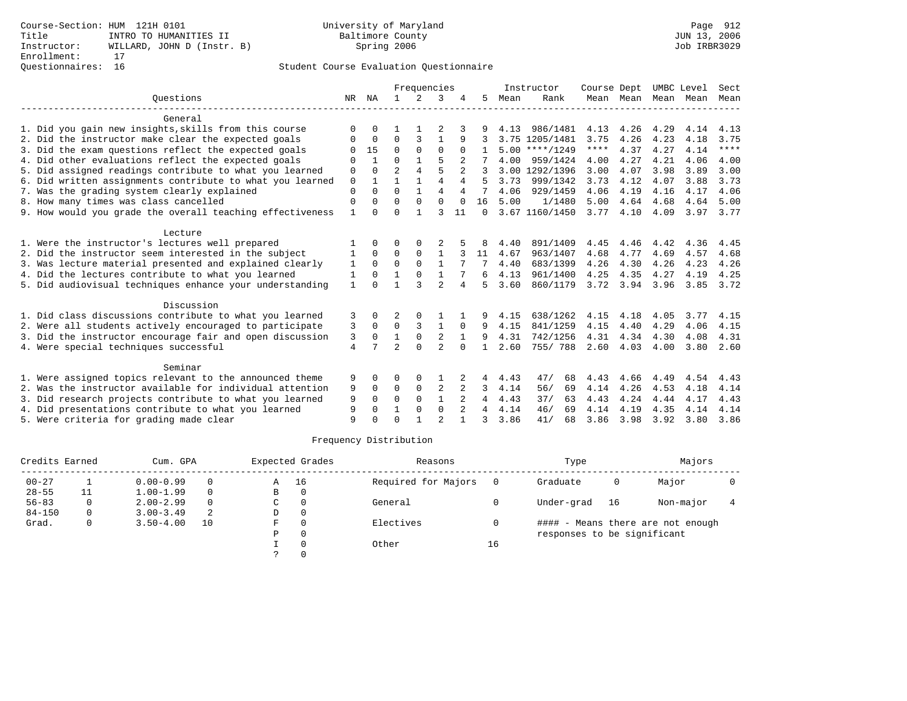Course-Section: HUM 121H 0101
Title: INTRO TO HUMANITIES II
Instructor: WILLARD, JOHN D (Instr. B)
Enrollment: 17
Questionnaires: 16

University of Maryland
Baltimore County
Spring 2006

JUN 13, 2006
Job IRBR3029

## Student Course Evaluation Questionnaire

| Questions | NR | NA | 1 | 2 | 3 | 4 | 5 | Instructor Mean | Rank | Course Mean | Dept Mean | UMBC Level Mean | Level Mean | Sect Mean |
|---|---|---|---|---|---|---|---|---|---|---|---|---|---|---|
| **General** | | | | | | | | | | | | | | |
| 1. Did you gain new insights,skills from this course | 0 | 0 | 1 | 1 | 2 | 3 | 9 | 4.13 | 986/1481 | 4.13 | 4.26 | 4.29 | 4.14 | 4.13 |
| 2. Did the instructor make clear the expected goals | 0 | 0 | 0 | 3 | 1 | 9 | 3 | 3.75 | 1205/1481 | 3.75 | 4.26 | 4.23 | 4.18 | 3.75 |
| 3. Did the exam questions reflect the expected goals | 0 | 15 | 0 | 0 | 0 | 0 | 1 | 5.00 | ****/1249 | **** | 4.37 | 4.27 | 4.14 | **** |
| 4. Did other evaluations reflect the expected goals | 0 | 1 | 0 | 1 | 5 | 2 | 7 | 4.00 | 959/1424 | 4.00 | 4.27 | 4.21 | 4.06 | 4.00 |
| 5. Did assigned readings contribute to what you learned | 0 | 0 | 2 | 4 | 5 | 2 | 3 | 3.00 | 1292/1396 | 3.00 | 4.07 | 3.98 | 3.89 | 3.00 |
| 6. Did written assignments contribute to what you learned | 0 | 1 | 1 | 1 | 4 | 4 | 5 | 3.73 | 999/1342 | 3.73 | 4.12 | 4.07 | 3.88 | 3.73 |
| 7. Was the grading system clearly explained | 0 | 0 | 0 | 1 | 4 | 4 | 7 | 4.06 | 929/1459 | 4.06 | 4.19 | 4.16 | 4.17 | 4.06 |
| 8. How many times was class cancelled | 0 | 0 | 0 | 0 | 0 | 0 | 16 | 5.00 | 1/1480 | 5.00 | 4.64 | 4.68 | 4.64 | 5.00 |
| 9. How would you grade the overall teaching effectiveness | 1 | 0 | 0 | 1 | 3 | 11 | 0 | 3.67 | 1160/1450 | 3.77 | 4.10 | 4.09 | 3.97 | 3.77 |
| **Lecture** | | | | | | | | | | | | | | |
| 1. Were the instructor's lectures well prepared | 1 | 0 | 0 | 0 | 2 | 5 | 8 | 4.40 | 891/1409 | 4.45 | 4.46 | 4.42 | 4.36 | 4.45 |
| 2. Did the instructor seem interested in the subject | 1 | 0 | 0 | 0 | 1 | 3 | 11 | 4.67 | 963/1407 | 4.68 | 4.77 | 4.69 | 4.57 | 4.68 |
| 3. Was lecture material presented and explained clearly | 1 | 0 | 0 | 0 | 1 | 7 | 7 | 4.40 | 683/1399 | 4.26 | 4.30 | 4.26 | 4.23 | 4.26 |
| 4. Did the lectures contribute to what you learned | 1 | 0 | 1 | 0 | 1 | 7 | 6 | 4.13 | 961/1400 | 4.25 | 4.35 | 4.27 | 4.19 | 4.25 |
| 5. Did audiovisual techniques enhance your understanding | 1 | 0 | 1 | 3 | 2 | 4 | 5 | 3.60 | 860/1179 | 3.72 | 3.94 | 3.96 | 3.85 | 3.72 |
| **Discussion** | | | | | | | | | | | | | | |
| 1. Did class discussions contribute to what you learned | 3 | 0 | 2 | 0 | 1 | 1 | 9 | 4.15 | 638/1262 | 4.15 | 4.18 | 4.05 | 3.77 | 4.15 |
| 2. Were all students actively encouraged to participate | 3 | 0 | 0 | 3 | 1 | 0 | 9 | 4.15 | 841/1259 | 4.15 | 4.40 | 4.29 | 4.06 | 4.15 |
| 3. Did the instructor encourage fair and open discussion | 3 | 0 | 1 | 0 | 2 | 1 | 9 | 4.31 | 742/1256 | 4.31 | 4.34 | 4.30 | 4.08 | 4.31 |
| 4. Were special techniques successful | 4 | 7 | 2 | 0 | 2 | 0 | 1 | 2.60 | 755/ 788 | 2.60 | 4.03 | 4.00 | 3.80 | 2.60 |
| **Seminar** | | | | | | | | | | | | | | |
| 1. Were assigned topics relevant to the announced theme | 9 | 0 | 0 | 0 | 1 | 2 | 4 | 4.43 | 47/ 68 | 4.43 | 4.66 | 4.49 | 4.54 | 4.43 |
| 2. Was the instructor available for individual attention | 9 | 0 | 0 | 0 | 2 | 2 | 3 | 4.14 | 56/ 69 | 4.14 | 4.26 | 4.53 | 4.18 | 4.14 |
| 3. Did research projects contribute to what you learned | 9 | 0 | 0 | 0 | 1 | 2 | 4 | 4.43 | 37/ 63 | 4.43 | 4.24 | 4.44 | 4.17 | 4.43 |
| 4. Did presentations contribute to what you learned | 9 | 0 | 1 | 0 | 0 | 2 | 4 | 4.14 | 46/ 69 | 4.14 | 4.19 | 4.35 | 4.14 | 4.14 |
| 5. Were criteria for grading made clear | 9 | 0 | 0 | 1 | 2 | 1 | 3 | 3.86 | 41/ 68 | 3.86 | 3.98 | 3.92 | 3.80 | 3.86 |

## Frequency Distribution

| Credits Earned | | Cum. GPA | | Expected Grades | | Reasons | | Type | | Majors | |
|---|---|---|---|---|---|---|---|---|---|---|---|
| 00-27 | 1 | 0.00-0.99 | 0 | A | 16 | Required for Majors | 0 | Graduate | 0 | Major | 0 |
| 28-55 | 11 | 1.00-1.99 | 0 | B | 0 | | | | | | |
| 56-83 | 0 | 2.00-2.99 | 0 | C | 0 | General | 0 | Under-grad | 16 | Non-major | 4 |
| 84-150 | 0 | 3.00-3.49 | 2 | D | 0 | | | | | | |
| Grad. | 0 | 3.50-4.00 | 10 | F | 0 | Electives | 0 | | | | |
| | | | | P | 0 | | | | | | |
| | | | | I | 0 | Other | 16 | | | | |
| | | | | ? | 0 | | | | | | |

#### - Means there are not enough responses to be significant